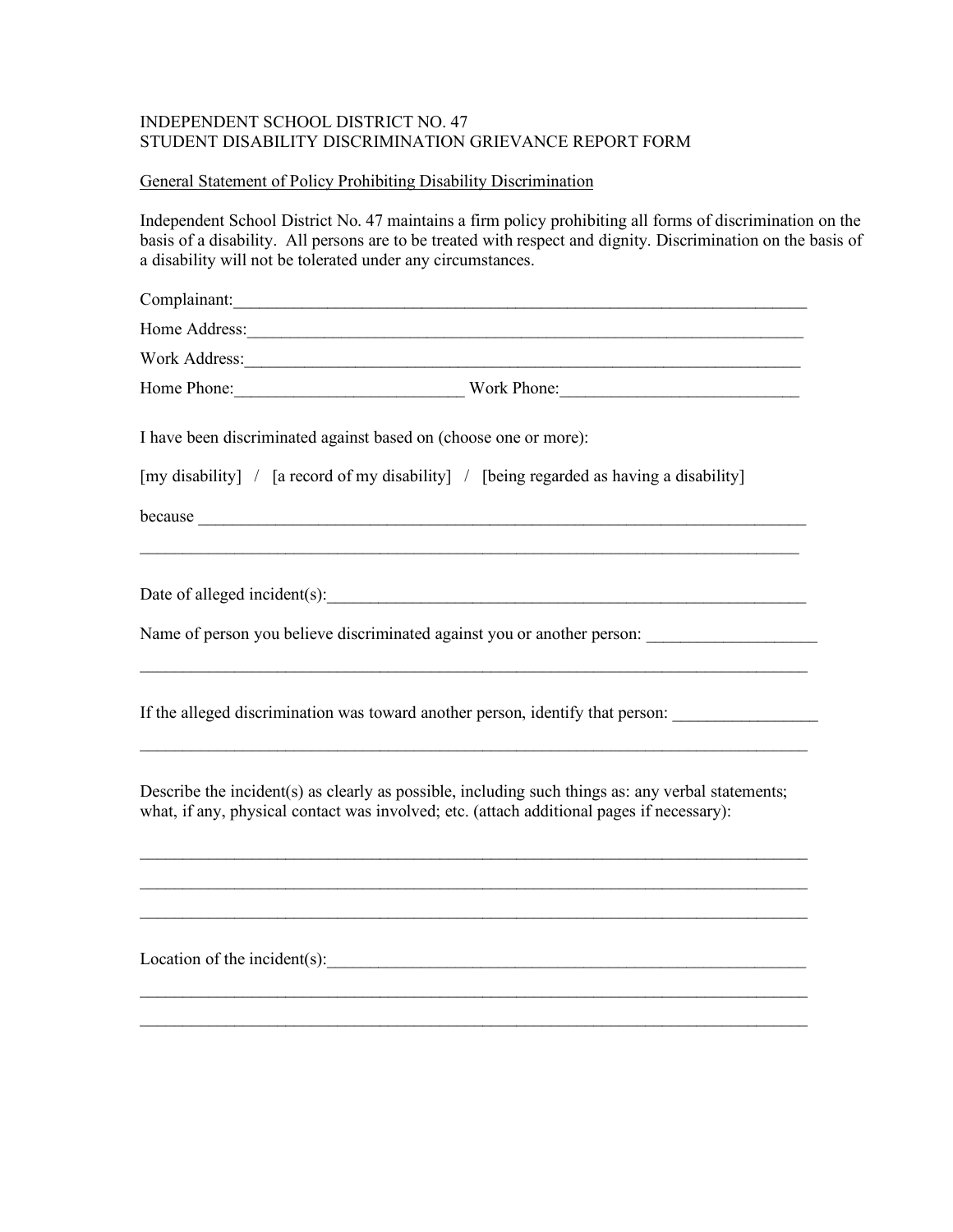INDEPENDENT SCHOOL DISTRICT NO. 47
STUDENT DISABILITY DISCRIMINATION GRIEVANCE REPORT FORM

General Statement of Policy Prohibiting Disability Discrimination

Independent School District No. 47 maintains a firm policy prohibiting all forms of discrimination on the basis of a disability. All persons are to be treated with respect and dignity. Discrimination on the basis of a disability will not be tolerated under any circumstances.

Complainant:______________________________________________________________________

Home Address:_____________________________________________________________________

Work Address:_____________________________________________________________________

Home Phone:__________________________ Work Phone:____________________________

I have been discriminated against based on (choose one or more):

[my disability] / [a record of my disability] / [being regarded as having a disability]

because __________________________________________________________________________

_______________________________________________________________________________

Date of alleged incident(s):___________________________________________________________

Name of person you believe discriminated against you or another person: ___________________

_______________________________________________________________________________

If the alleged discrimination was toward another person, identify that person: ________________

_______________________________________________________________________________

Describe the incident(s) as clearly as possible, including such things as: any verbal statements; what, if any, physical contact was involved; etc. (attach additional pages if necessary):

_______________________________________________________________________________

_______________________________________________________________________________

_______________________________________________________________________________

Location of the incident(s):___________________________________________________________

_______________________________________________________________________________

_______________________________________________________________________________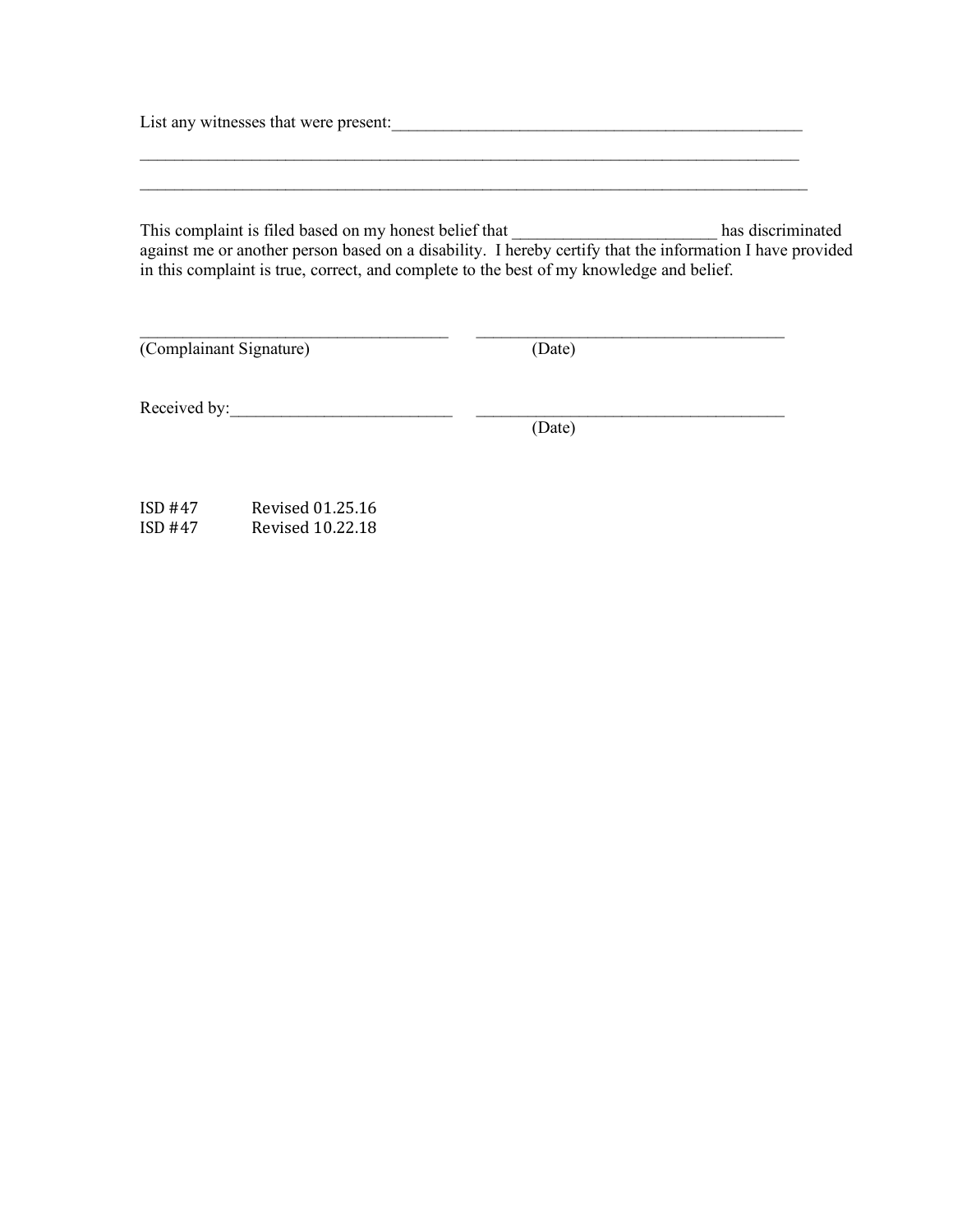List any witnesses that were present:___________________________________________________

_____________________________________________________________________________

_____________________________________________________________________________

This complaint is filed based on my honest belief that ________________________ has discriminated against me or another person based on a disability. I hereby certify that the information I have provided in this complaint is true, correct, and complete to the best of my knowledge and belief.

_____________________________________ _____________________________________
(Complainant Signature) (Date)

Received by:__________________________ _____________________________________
(Date)

ISD #47 Revised 01.25.16
ISD #47 Revised 10.22.18